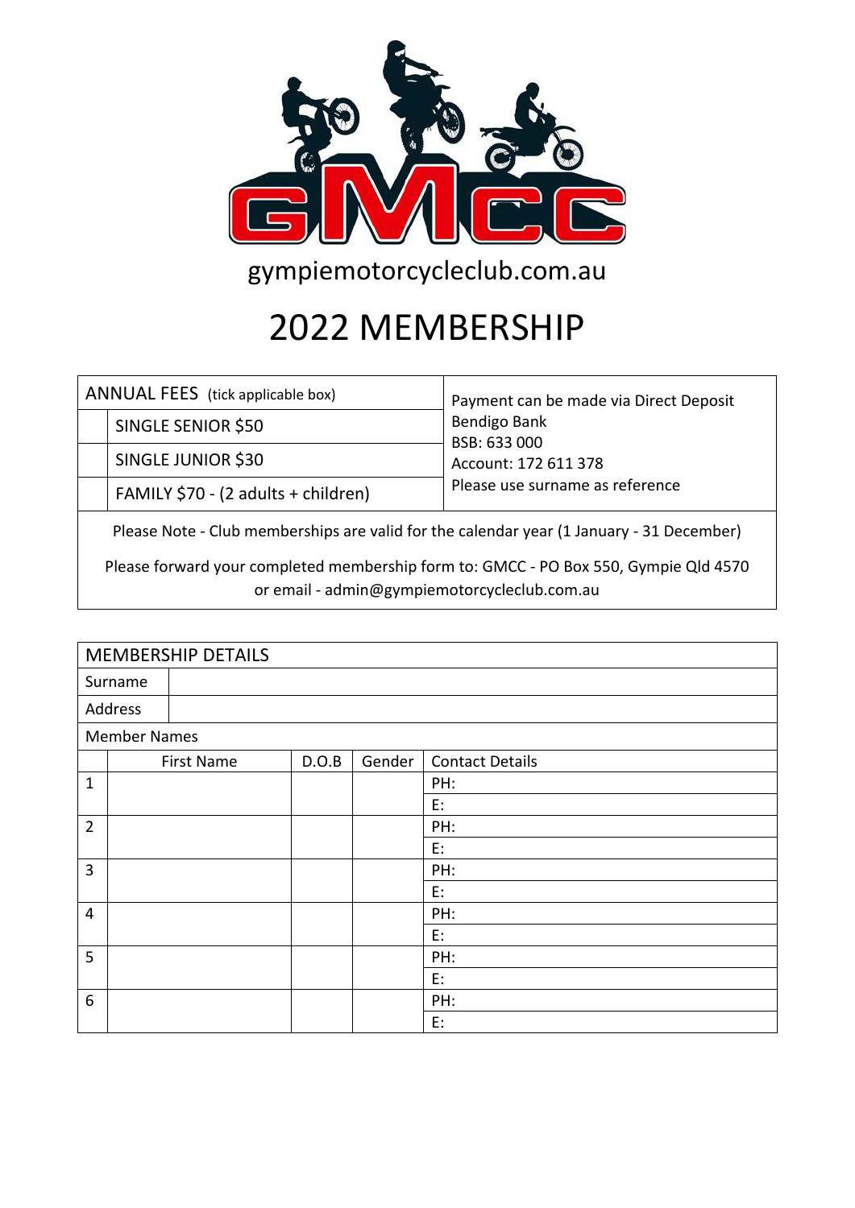GMCC

gympiemotorcycleclub.com.au

# 2022 MEMBERSHIP

| ANNUAL FEES (tick applicable box) | | Payment can be made via Direct Deposit<br>Bendigo Bank<br>BSB: 633 000<br>Account: 172 611 378<br>Please use surname as reference |
|---|---|---|
| | SINGLE SENIOR $50 | |
| | SINGLE JUNIOR $30 | |
| | FAMILY $70 - (2 adults + children) | |

Please Note - Club memberships are valid for the calendar year (1 January - 31 December)

Please forward your completed membership form to: GMCC - PO Box 550, Gympie Qld 4570 or email - admin@gympiemotorcycleclub.com.au

## MEMBERSHIP DETAILS

| Surname | |
|---|---|
| Address | |

Member Names

| | First Name | D.O.B | Gender | Contact Details |
|---|---|---|---|---|
| 1 | | | | PH: |
| | | | | E: |
| 2 | | | | PH: |
| | | | | E: |
| 3 | | | | PH: |
| | | | | E: |
| 4 | | | | PH: |
| | | | | E: |
| 5 | | | | PH: |
| | | | | E: |
| 6 | | | | PH: |
| | | | | E: |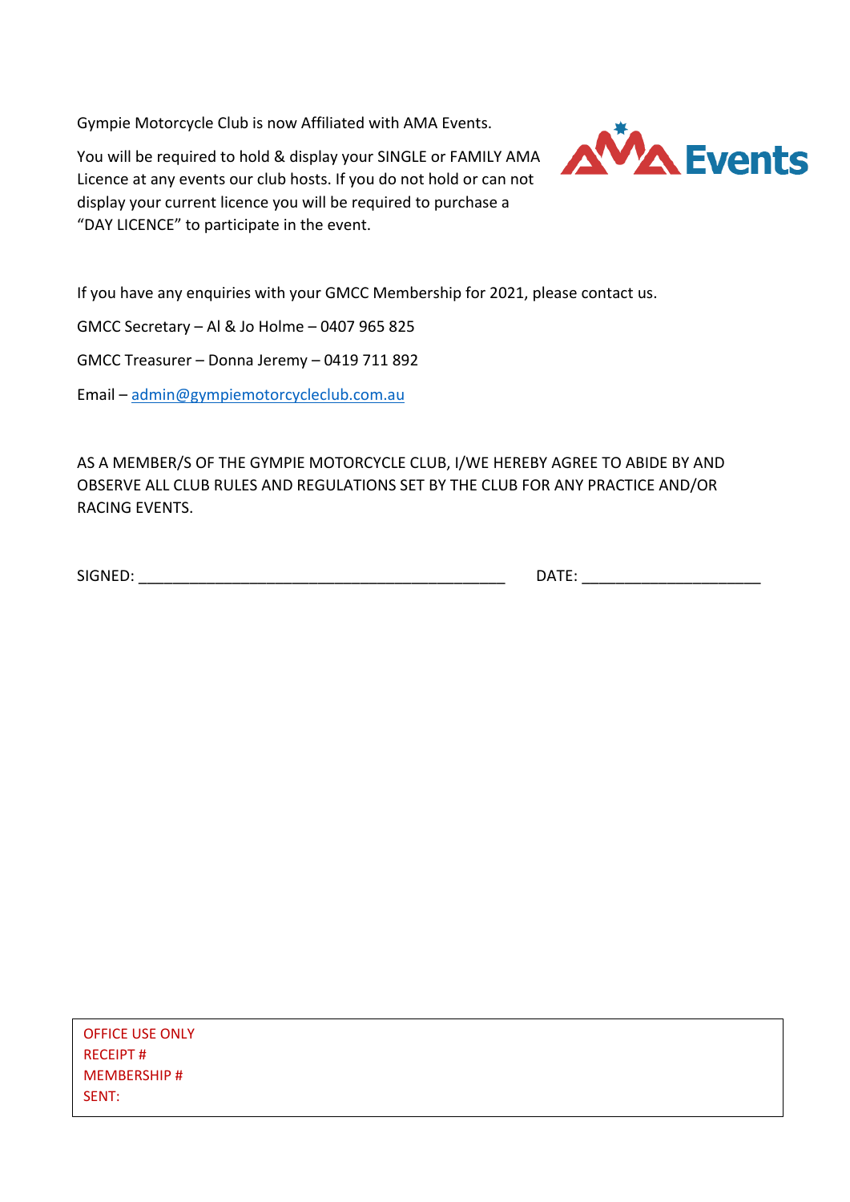Gympie Motorcycle Club is now Affiliated with AMA Events.

You will be required to hold & display your SINGLE or FAMILY AMA Licence at any events our club hosts. If you do not hold or can not display your current licence you will be required to purchase a "DAY LICENCE" to participate in the event.

If you have any enquiries with your GMCC Membership for 2021, please contact us.

GMCC Secretary – Al & Jo Holme – 0407 965 825

GMCC Treasurer – Donna Jeremy – 0419 711 892

Email – admin@gympiemotorcycleclub.com.au

AS A MEMBER/S OF THE GYMPIE MOTORCYCLE CLUB, I/WE HEREBY AGREE TO ABIDE BY AND OBSERVE ALL CLUB RULES AND REGULATIONS SET BY THE CLUB FOR ANY PRACTICE AND/OR RACING EVENTS.

SIGNED: ___________________________________________ DATE: ____________________

OFFICE USE ONLY
RECEIPT #
MEMBERSHIP #
SENT: